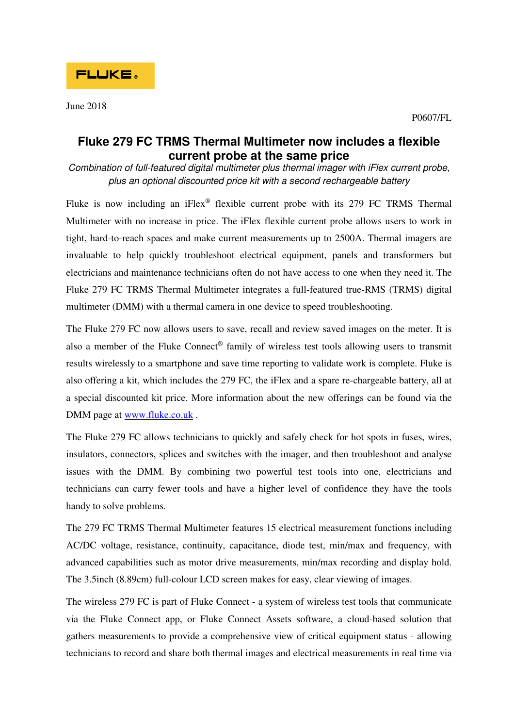FLUKE

June 2018

P0607/FL

# Fluke 279 FC TRMS Thermal Multimeter now includes a flexible current probe at the same price

*Combination of full-featured digital multimeter plus thermal imager with iFlex current probe, plus an optional discounted price kit with a second rechargeable battery*

Fluke is now including an iFlex® flexible current probe with its 279 FC TRMS Thermal Multimeter with no increase in price. The iFlex flexible current probe allows users to work in tight, hard-to-reach spaces and make current measurements up to 2500A. Thermal imagers are invaluable to help quickly troubleshoot electrical equipment, panels and transformers but electricians and maintenance technicians often do not have access to one when they need it. The Fluke 279 FC TRMS Thermal Multimeter integrates a full-featured true-RMS (TRMS) digital multimeter (DMM) with a thermal camera in one device to speed troubleshooting.

The Fluke 279 FC now allows users to save, recall and review saved images on the meter. It is also a member of the Fluke Connect® family of wireless test tools allowing users to transmit results wirelessly to a smartphone and save time reporting to validate work is complete. Fluke is also offering a kit, which includes the 279 FC, the iFlex and a spare re-chargeable battery, all at a special discounted kit price. More information about the new offerings can be found via the DMM page at [www.fluke.co.uk](http://www.fluke.co.uk) .

The Fluke 279 FC allows technicians to quickly and safely check for hot spots in fuses, wires, insulators, connectors, splices and switches with the imager, and then troubleshoot and analyse issues with the DMM. By combining two powerful test tools into one, electricians and technicians can carry fewer tools and have a higher level of confidence they have the tools handy to solve problems.

The 279 FC TRMS Thermal Multimeter features 15 electrical measurement functions including AC/DC voltage, resistance, continuity, capacitance, diode test, min/max and frequency, with advanced capabilities such as motor drive measurements, min/max recording and display hold. The 3.5inch (8.89cm) full-colour LCD screen makes for easy, clear viewing of images.

The wireless 279 FC is part of Fluke Connect - a system of wireless test tools that communicate via the Fluke Connect app, or Fluke Connect Assets software, a cloud-based solution that gathers measurements to provide a comprehensive view of critical equipment status - allowing technicians to record and share both thermal images and electrical measurements in real time via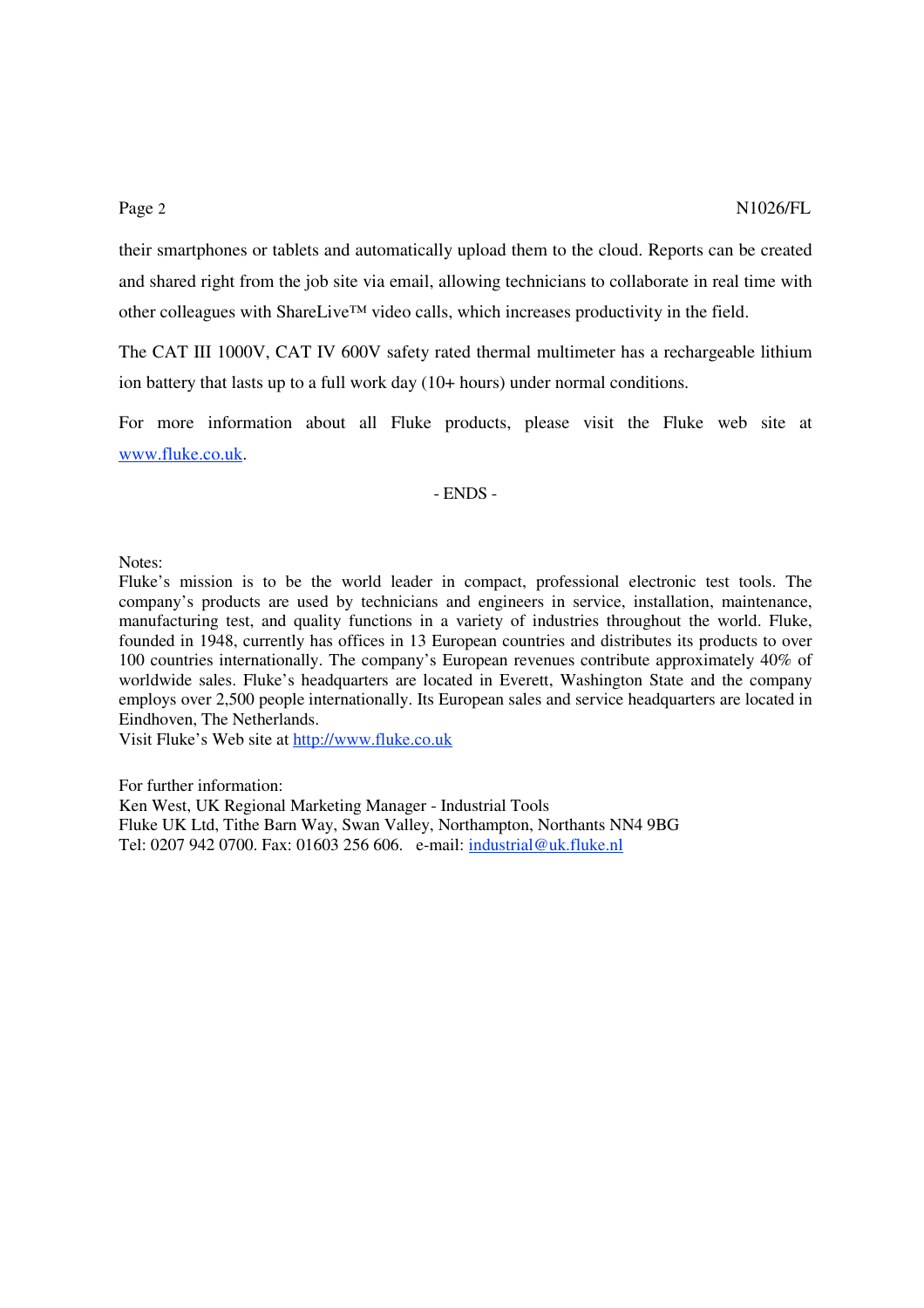their smartphones or tablets and automatically upload them to the cloud. Reports can be created and shared right from the job site via email, allowing technicians to collaborate in real time with other colleagues with ShareLive™ video calls, which increases productivity in the field.

The CAT III 1000V, CAT IV 600V safety rated thermal multimeter has a rechargeable lithium ion battery that lasts up to a full work day (10+ hours) under normal conditions.

For more information about all Fluke products, please visit the Fluke web site at [www.fluke.co.uk](http://www.fluke.co.uk).

- ENDS -

Notes:
Fluke's mission is to be the world leader in compact, professional electronic test tools. The company's products are used by technicians and engineers in service, installation, maintenance, manufacturing test, and quality functions in a variety of industries throughout the world. Fluke, founded in 1948, currently has offices in 13 European countries and distributes its products to over 100 countries internationally. The company's European revenues contribute approximately 40% of worldwide sales. Fluke's headquarters are located in Everett, Washington State and the company employs over 2,500 people internationally. Its European sales and service headquarters are located in Eindhoven, The Netherlands.
Visit Fluke's Web site at [http://www.fluke.co.uk](http://www.fluke.co.uk)

For further information:
Ken West, UK Regional Marketing Manager - Industrial Tools
Fluke UK Ltd, Tithe Barn Way, Swan Valley, Northampton, Northants NN4 9BG
Tel: 0207 942 0700. Fax: 01603 256 606. e-mail: [industrial@uk.fluke.nl](mailto:industrial@uk.fluke.nl)